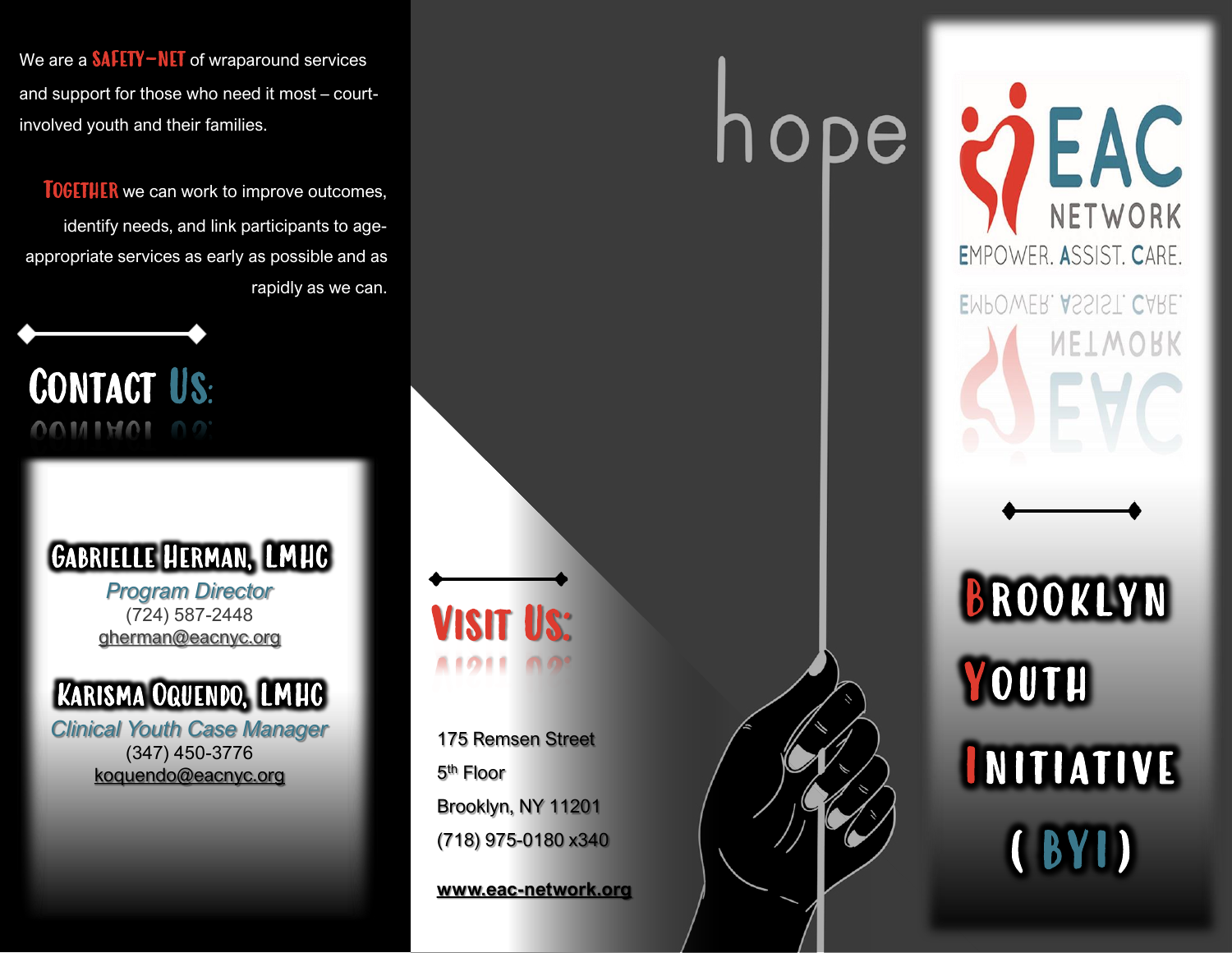We are a **SAFETY-NET** of wraparound services and support for those who need it most – court-involved youth and their families.

**TOGETHER** we can work to improve outcomes, identify needs, and link participants to age-appropriate services as early as possible and as rapidly as we can.

## CONTACT US:

**GABRIELLE HERMAN, LMHC**
*Program Director*
(724) 587-2448
gherman@eacnyc.org

**KARISMA OQUENDO, LMHC**
*Clinical Youth Case Manager*
(347) 450-3776
koquendo@eacnyc.org

## VISIT US:

175 Remsen Street
5th Floor
Brooklyn, NY 11201
(718) 975-0180 x340

www.eac-network.org

hope

EAC NETWORK
EMPOWER. ASSIST. CARE.

# BROOKLYN YOUTH INITIATIVE (BYI)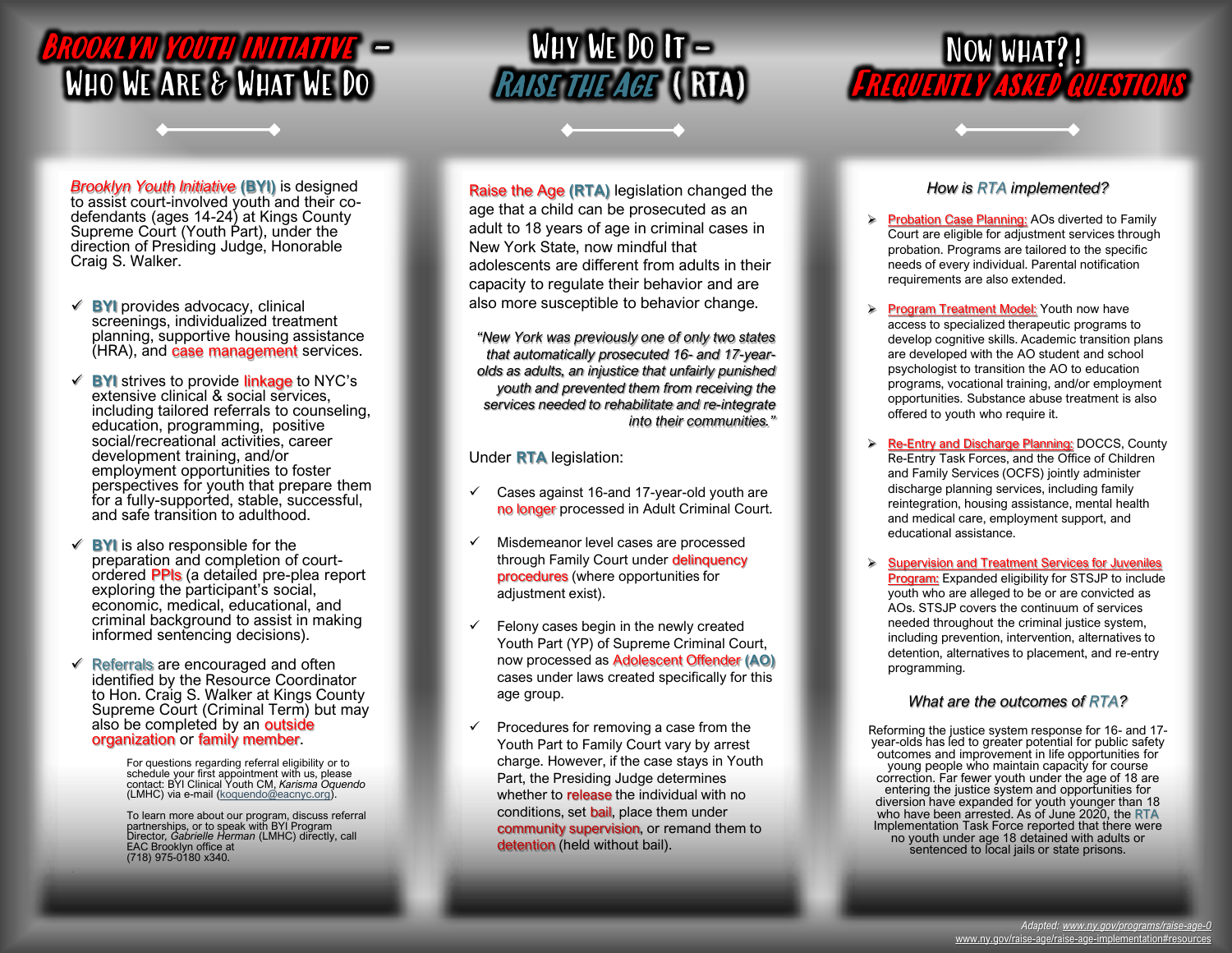# Brooklyn Youth Initiative – Who We Are & What We Do

**Brooklyn Youth Initiative (BYI)** is designed to assist court-involved youth and their co-defendants (ages 14-24) at Kings County Supreme Court (Youth Part), under the direction of Presiding Judge, Honorable Craig S. Walker.

- ✓ **BYI** provides advocacy, clinical screenings, individualized treatment planning, supportive housing assistance (HRA), and case management services.
- ✓ **BYI** strives to provide linkage to NYC's extensive clinical & social services, including tailored referrals to counseling, education, programming, positive social/recreational activities, career development training, and/or employment opportunities to foster perspectives for youth that prepare them for a fully-supported, stable, successful, and safe transition to adulthood.
- ✓ **BYI** is also responsible for the preparation and completion of court-ordered PPIs (a detailed pre-plea report exploring the participant's social, economic, medical, educational, and criminal background to assist in making informed sentencing decisions).
- ✓ Referrals are encouraged and often identified by the Resource Coordinator to Hon. Craig S. Walker at Kings County Supreme Court (Criminal Term) but may also be completed by an outside organization or family member.

For questions regarding referral eligibility or to schedule your first appointment with us, please contact: BYI Clinical Youth CM, *Karisma Oquendo* (LMHC) via e-mail (koquendo@eacnyc.org).

To learn more about our program, discuss referral partnerships, or to speak with BYI Program Director, *Gabrielle Herman* (LMHC) directly, call EAC Brooklyn office at (718) 975-0180 x340.

# Why We Do It – Raise the Age (RTA)

**Raise the Age (RTA)** legislation changed the age that a child can be prosecuted as an adult to 18 years of age in criminal cases in New York State, now mindful that adolescents are different from adults in their capacity to regulate their behavior and are also more susceptible to behavior change.

*"New York was previously one of only two states that automatically prosecuted 16- and 17-year-olds as adults, an injustice that unfairly punished youth and prevented them from receiving the services needed to rehabilitate and re-integrate into their communities."*

Under **RTA** legislation:

- ✓ Cases against 16-and 17-year-old youth are no longer processed in Adult Criminal Court.
- ✓ Misdemeanor level cases are processed through Family Court under delinquency procedures (where opportunities for adjustment exist).
- ✓ Felony cases begin in the newly created Youth Part (YP) of Supreme Criminal Court, now processed as Adolescent Offender **(AO)** cases under laws created specifically for this age group.
- ✓ Procedures for removing a case from the Youth Part to Family Court vary by arrest charge. However, if the case stays in Youth Part, the Presiding Judge determines whether to release the individual with no conditions, set bail, place them under community supervision, or remand them to detention (held without bail).

# Now What?! Frequently Asked Questions

### *How is RTA implemented?*

- Probation Case Planning: AOs diverted to Family Court are eligible for adjustment services through probation. Programs are tailored to the specific needs of every individual. Parental notification requirements are also extended.
- Program Treatment Model: Youth now have access to specialized therapeutic programs to develop cognitive skills. Academic transition plans are developed with the AO student and school psychologist to transition the AO to education programs, vocational training, and/or employment opportunities. Substance abuse treatment is also offered to youth who require it.
- Re-Entry and Discharge Planning: DOCCS, County Re-Entry Task Forces, and the Office of Children and Family Services (OCFS) jointly administer discharge planning services, including family reintegration, housing assistance, mental health and medical care, employment support, and educational assistance.
- Supervision and Treatment Services for Juveniles Program: Expanded eligibility for STSJP to include youth who are alleged to be or are convicted as AOs. STSJP covers the continuum of services needed throughout the criminal justice system, including prevention, intervention, alternatives to detention, alternatives to placement, and re-entry programming.

### *What are the outcomes of RTA?*

Reforming the justice system response for 16- and 17-year-olds has led to greater potential for public safety outcomes and improvement in life opportunities for young people who maintain capacity for course correction. Far fewer youth under the age of 18 are entering the justice system and opportunities for diversion have expanded for youth younger than 18 who have been arrested. As of June 2020, the RTA Implementation Task Force reported that there were no youth under age 18 detained with adults or sentenced to local jails or state prisons.

*Adapted:* www.ny.gov/programs/raise-age-0
www.ny.gov/raise-age/raise-age-implementation#resources